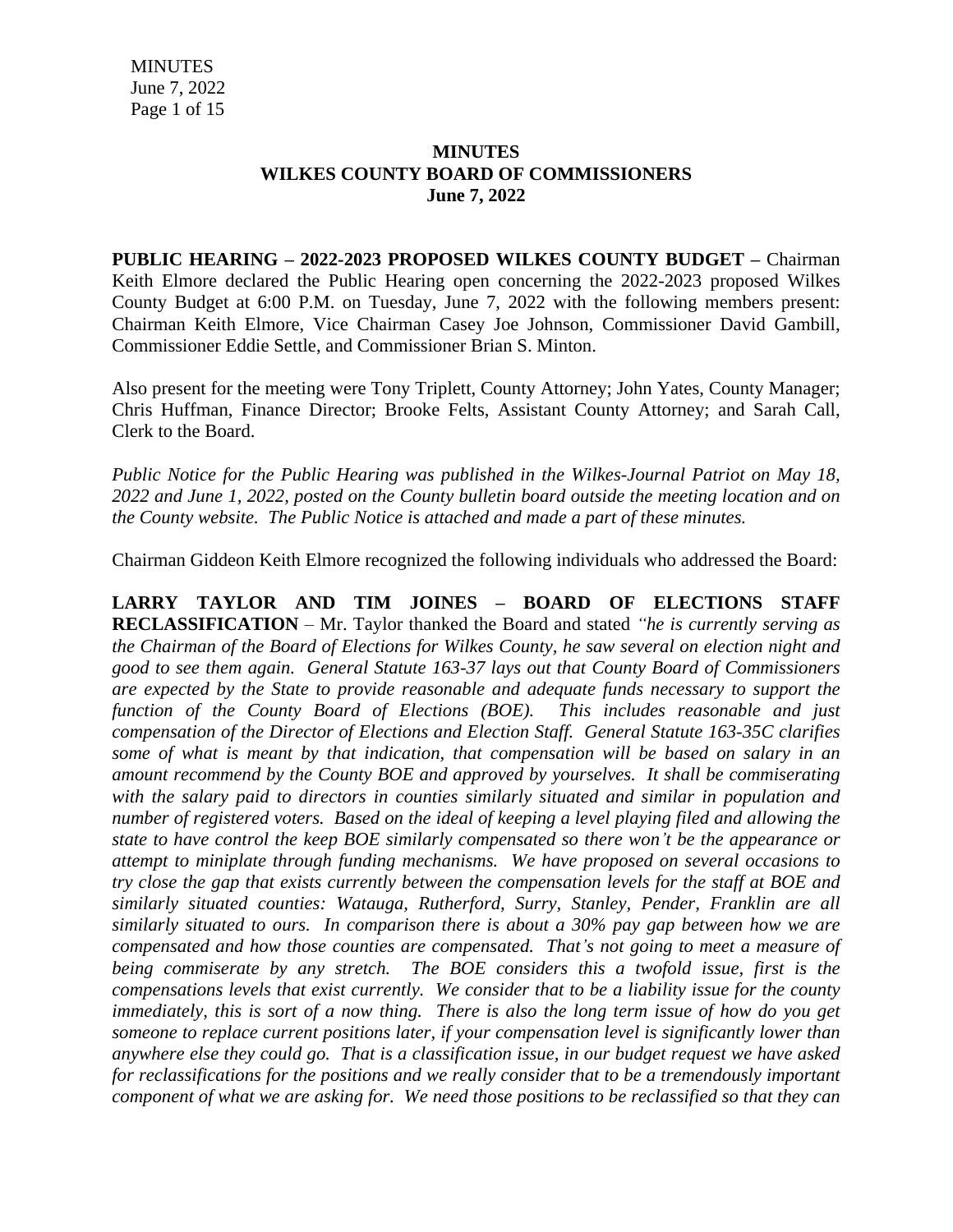# MINUTES
# WILKES COUNTY BOARD OF COMMISSIONERS
# June 7, 2022

**PUBLIC HEARING – 2022-2023 PROPOSED WILKES COUNTY BUDGET –** Chairman Keith Elmore declared the Public Hearing open concerning the 2022-2023 proposed Wilkes County Budget at 6:00 P.M. on Tuesday, June 7, 2022 with the following members present: Chairman Keith Elmore, Vice Chairman Casey Joe Johnson, Commissioner David Gambill, Commissioner Eddie Settle, and Commissioner Brian S. Minton.

Also present for the meeting were Tony Triplett, County Attorney; John Yates, County Manager; Chris Huffman, Finance Director; Brooke Felts, Assistant County Attorney; and Sarah Call, Clerk to the Board.

*Public Notice for the Public Hearing was published in the Wilkes-Journal Patriot on May 18, 2022 and June 1, 2022, posted on the County bulletin board outside the meeting location and on the County website. The Public Notice is attached and made a part of these minutes.*

Chairman Giddeon Keith Elmore recognized the following individuals who addressed the Board:

**LARRY TAYLOR AND TIM JOINES – BOARD OF ELECTIONS STAFF RECLASSIFICATION** – Mr. Taylor thanked the Board and stated *"he is currently serving as the Chairman of the Board of Elections for Wilkes County, he saw several on election night and good to see them again. General Statute 163-37 lays out that County Board of Commissioners are expected by the State to provide reasonable and adequate funds necessary to support the function of the County Board of Elections (BOE). This includes reasonable and just compensation of the Director of Elections and Election Staff. General Statute 163-35C clarifies some of what is meant by that indication, that compensation will be based on salary in an amount recommend by the County BOE and approved by yourselves. It shall be commiserating with the salary paid to directors in counties similarly situated and similar in population and number of registered voters. Based on the ideal of keeping a level playing filed and allowing the state to have control the keep BOE similarly compensated so there won't be the appearance or attempt to miniplate through funding mechanisms. We have proposed on several occasions to try close the gap that exists currently between the compensation levels for the staff at BOE and similarly situated counties: Watauga, Rutherford, Surry, Stanley, Pender, Franklin are all similarly situated to ours. In comparison there is about a 30% pay gap between how we are compensated and how those counties are compensated. That's not going to meet a measure of being commiserate by any stretch. The BOE considers this a twofold issue, first is the compensations levels that exist currently. We consider that to be a liability issue for the county immediately, this is sort of a now thing. There is also the long term issue of how do you get someone to replace current positions later, if your compensation level is significantly lower than anywhere else they could go. That is a classification issue, in our budget request we have asked for reclassifications for the positions and we really consider that to be a tremendously important component of what we are asking for. We need those positions to be reclassified so that they can*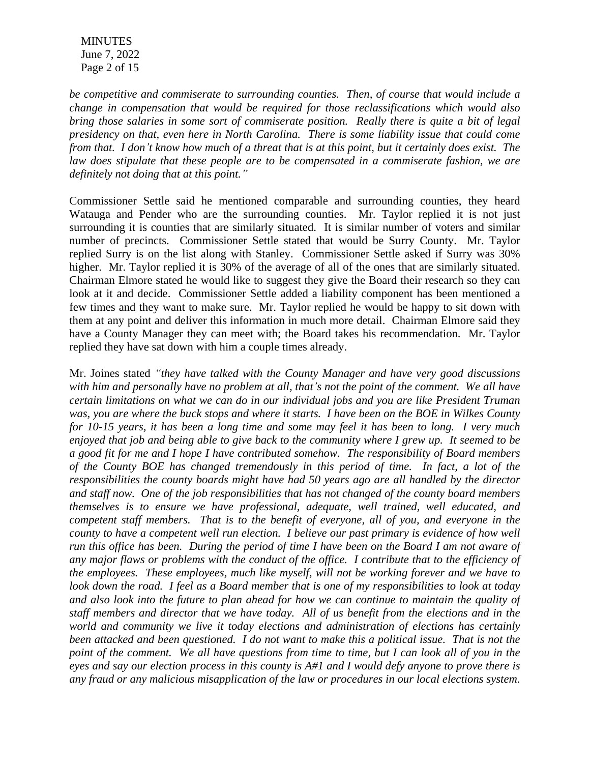*be competitive and commiserate to surrounding counties. Then, of course that would include a change in compensation that would be required for those reclassifications which would also bring those salaries in some sort of commiserate position. Really there is quite a bit of legal presidency on that, even here in North Carolina. There is some liability issue that could come from that. I don't know how much of a threat that is at this point, but it certainly does exist. The law does stipulate that these people are to be compensated in a commiserate fashion, we are definitely not doing that at this point."*

Commissioner Settle said he mentioned comparable and surrounding counties, they heard Watauga and Pender who are the surrounding counties. Mr. Taylor replied it is not just surrounding it is counties that are similarly situated. It is similar number of voters and similar number of precincts. Commissioner Settle stated that would be Surry County. Mr. Taylor replied Surry is on the list along with Stanley. Commissioner Settle asked if Surry was 30% higher. Mr. Taylor replied it is 30% of the average of all of the ones that are similarly situated. Chairman Elmore stated he would like to suggest they give the Board their research so they can look at it and decide. Commissioner Settle added a liability component has been mentioned a few times and they want to make sure. Mr. Taylor replied he would be happy to sit down with them at any point and deliver this information in much more detail. Chairman Elmore said they have a County Manager they can meet with; the Board takes his recommendation. Mr. Taylor replied they have sat down with him a couple times already.

Mr. Joines stated *"they have talked with the County Manager and have very good discussions with him and personally have no problem at all, that's not the point of the comment. We all have certain limitations on what we can do in our individual jobs and you are like President Truman was, you are where the buck stops and where it starts. I have been on the BOE in Wilkes County for 10-15 years, it has been a long time and some may feel it has been to long. I very much enjoyed that job and being able to give back to the community where I grew up. It seemed to be a good fit for me and I hope I have contributed somehow. The responsibility of Board members of the County BOE has changed tremendously in this period of time. In fact, a lot of the responsibilities the county boards might have had 50 years ago are all handled by the director and staff now. One of the job responsibilities that has not changed of the county board members themselves is to ensure we have professional, adequate, well trained, well educated, and competent staff members. That is to the benefit of everyone, all of you, and everyone in the county to have a competent well run election. I believe our past primary is evidence of how well run this office has been. During the period of time I have been on the Board I am not aware of any major flaws or problems with the conduct of the office. I contribute that to the efficiency of the employees. These employees, much like myself, will not be working forever and we have to look down the road. I feel as a Board member that is one of my responsibilities to look at today and also look into the future to plan ahead for how we can continue to maintain the quality of staff members and director that we have today. All of us benefit from the elections and in the world and community we live it today elections and administration of elections has certainly been attacked and been questioned. I do not want to make this a political issue. That is not the point of the comment. We all have questions from time to time, but I can look all of you in the eyes and say our election process in this county is A#1 and I would defy anyone to prove there is any fraud or any malicious misapplication of the law or procedures in our local elections system.*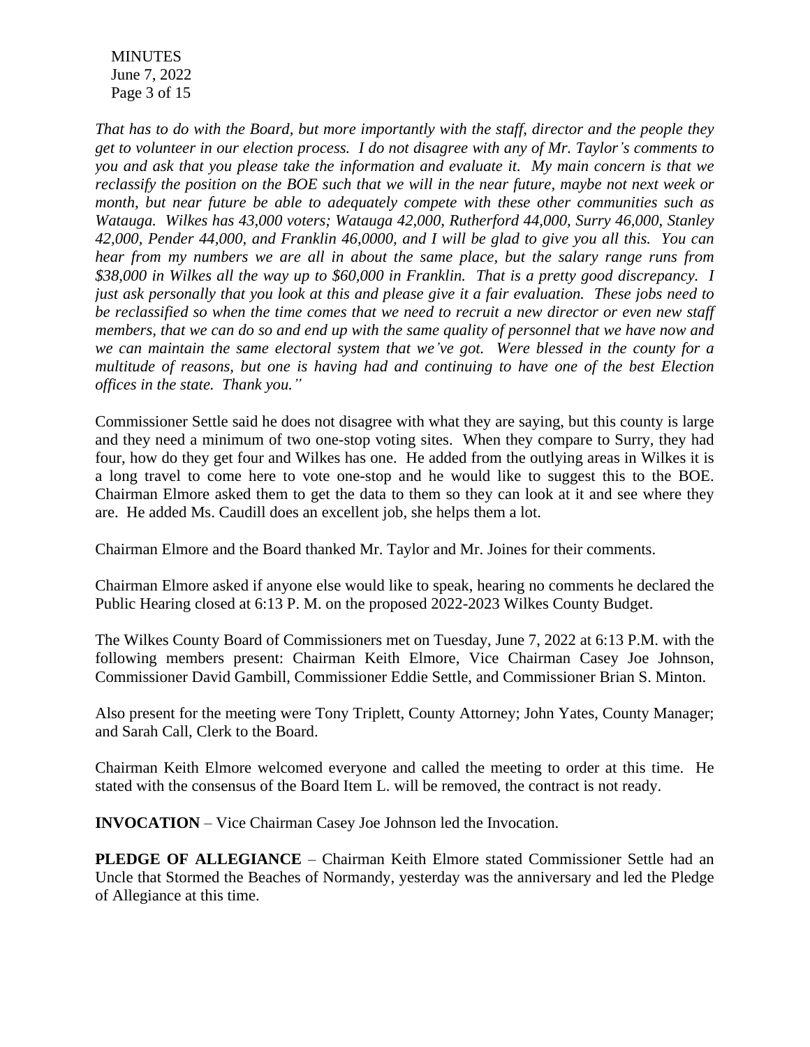*That has to do with the Board, but more importantly with the staff, director and the people they get to volunteer in our election process. I do not disagree with any of Mr. Taylor's comments to you and ask that you please take the information and evaluate it. My main concern is that we reclassify the position on the BOE such that we will in the near future, maybe not next week or month, but near future be able to adequately compete with these other communities such as Watauga. Wilkes has 43,000 voters; Watauga 42,000, Rutherford 44,000, Surry 46,000, Stanley 42,000, Pender 44,000, and Franklin 46,0000, and I will be glad to give you all this. You can hear from my numbers we are all in about the same place, but the salary range runs from $38,000 in Wilkes all the way up to $60,000 in Franklin. That is a pretty good discrepancy. I just ask personally that you look at this and please give it a fair evaluation. These jobs need to be reclassified so when the time comes that we need to recruit a new director or even new staff members, that we can do so and end up with the same quality of personnel that we have now and we can maintain the same electoral system that we've got. Were blessed in the county for a multitude of reasons, but one is having had and continuing to have one of the best Election offices in the state. Thank you."*

Commissioner Settle said he does not disagree with what they are saying, but this county is large and they need a minimum of two one-stop voting sites. When they compare to Surry, they had four, how do they get four and Wilkes has one. He added from the outlying areas in Wilkes it is a long travel to come here to vote one-stop and he would like to suggest this to the BOE. Chairman Elmore asked them to get the data to them so they can look at it and see where they are. He added Ms. Caudill does an excellent job, she helps them a lot.

Chairman Elmore and the Board thanked Mr. Taylor and Mr. Joines for their comments.

Chairman Elmore asked if anyone else would like to speak, hearing no comments he declared the Public Hearing closed at 6:13 P. M. on the proposed 2022-2023 Wilkes County Budget.

The Wilkes County Board of Commissioners met on Tuesday, June 7, 2022 at 6:13 P.M. with the following members present: Chairman Keith Elmore, Vice Chairman Casey Joe Johnson, Commissioner David Gambill, Commissioner Eddie Settle, and Commissioner Brian S. Minton.

Also present for the meeting were Tony Triplett, County Attorney; John Yates, County Manager; and Sarah Call, Clerk to the Board.

Chairman Keith Elmore welcomed everyone and called the meeting to order at this time. He stated with the consensus of the Board Item L. will be removed, the contract is not ready.

**INVOCATION** – Vice Chairman Casey Joe Johnson led the Invocation.

**PLEDGE OF ALLEGIANCE** – Chairman Keith Elmore stated Commissioner Settle had an Uncle that Stormed the Beaches of Normandy, yesterday was the anniversary and led the Pledge of Allegiance at this time.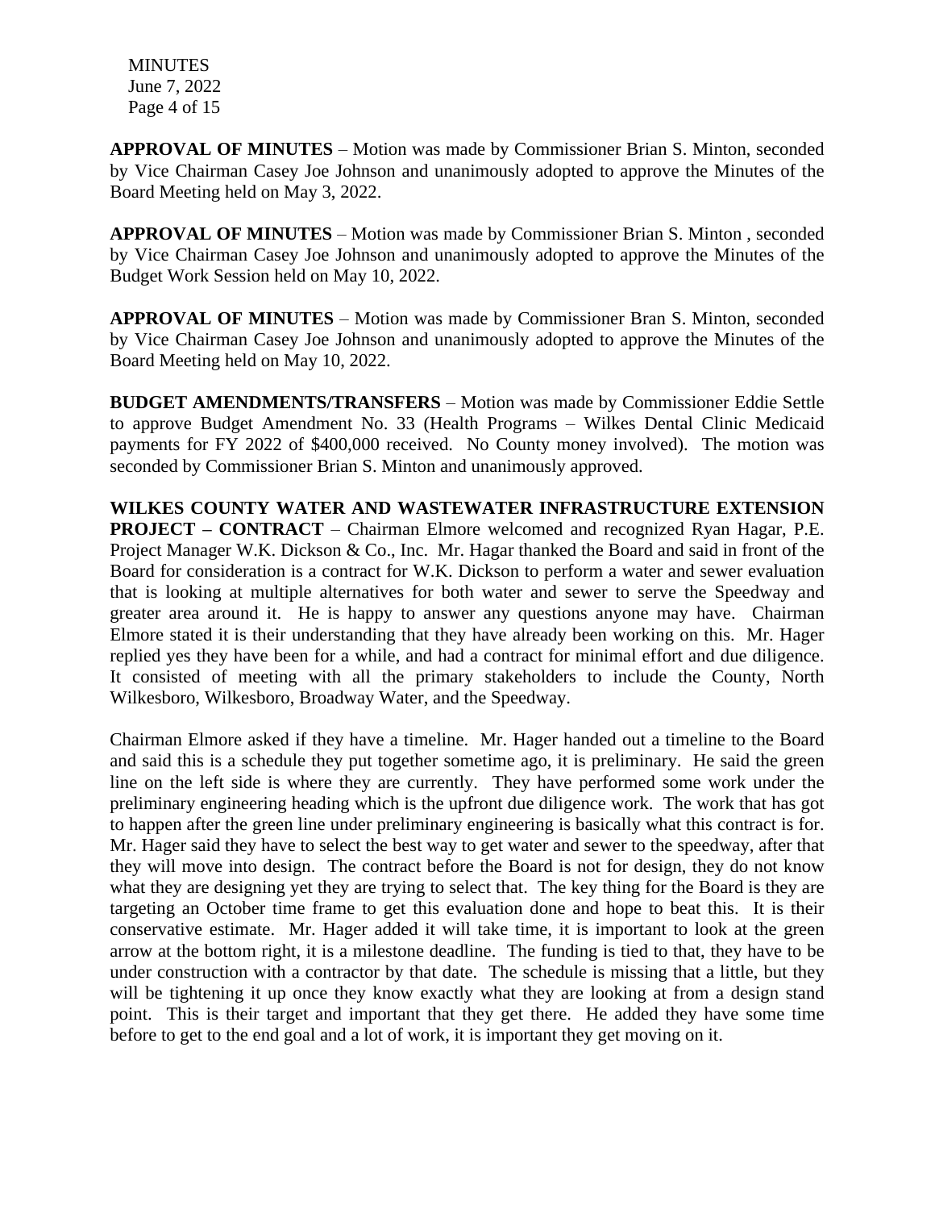**APPROVAL OF MINUTES** – Motion was made by Commissioner Brian S. Minton, seconded by Vice Chairman Casey Joe Johnson and unanimously adopted to approve the Minutes of the Board Meeting held on May 3, 2022.

**APPROVAL OF MINUTES** – Motion was made by Commissioner Brian S. Minton , seconded by Vice Chairman Casey Joe Johnson and unanimously adopted to approve the Minutes of the Budget Work Session held on May 10, 2022.

**APPROVAL OF MINUTES** – Motion was made by Commissioner Bran S. Minton, seconded by Vice Chairman Casey Joe Johnson and unanimously adopted to approve the Minutes of the Board Meeting held on May 10, 2022.

**BUDGET AMENDMENTS/TRANSFERS** – Motion was made by Commissioner Eddie Settle to approve Budget Amendment No. 33 (Health Programs – Wilkes Dental Clinic Medicaid payments for FY 2022 of $400,000 received. No County money involved). The motion was seconded by Commissioner Brian S. Minton and unanimously approved.

**WILKES COUNTY WATER AND WASTEWATER INFRASTRUCTURE EXTENSION PROJECT – CONTRACT** – Chairman Elmore welcomed and recognized Ryan Hagar, P.E. Project Manager W.K. Dickson & Co., Inc. Mr. Hagar thanked the Board and said in front of the Board for consideration is a contract for W.K. Dickson to perform a water and sewer evaluation that is looking at multiple alternatives for both water and sewer to serve the Speedway and greater area around it. He is happy to answer any questions anyone may have. Chairman Elmore stated it is their understanding that they have already been working on this. Mr. Hager replied yes they have been for a while, and had a contract for minimal effort and due diligence. It consisted of meeting with all the primary stakeholders to include the County, North Wilkesboro, Wilkesboro, Broadway Water, and the Speedway.

Chairman Elmore asked if they have a timeline. Mr. Hager handed out a timeline to the Board and said this is a schedule they put together sometime ago, it is preliminary. He said the green line on the left side is where they are currently. They have performed some work under the preliminary engineering heading which is the upfront due diligence work. The work that has got to happen after the green line under preliminary engineering is basically what this contract is for. Mr. Hager said they have to select the best way to get water and sewer to the speedway, after that they will move into design. The contract before the Board is not for design, they do not know what they are designing yet they are trying to select that. The key thing for the Board is they are targeting an October time frame to get this evaluation done and hope to beat this. It is their conservative estimate. Mr. Hager added it will take time, it is important to look at the green arrow at the bottom right, it is a milestone deadline. The funding is tied to that, they have to be under construction with a contractor by that date. The schedule is missing that a little, but they will be tightening it up once they know exactly what they are looking at from a design stand point. This is their target and important that they get there. He added they have some time before to get to the end goal and a lot of work, it is important they get moving on it.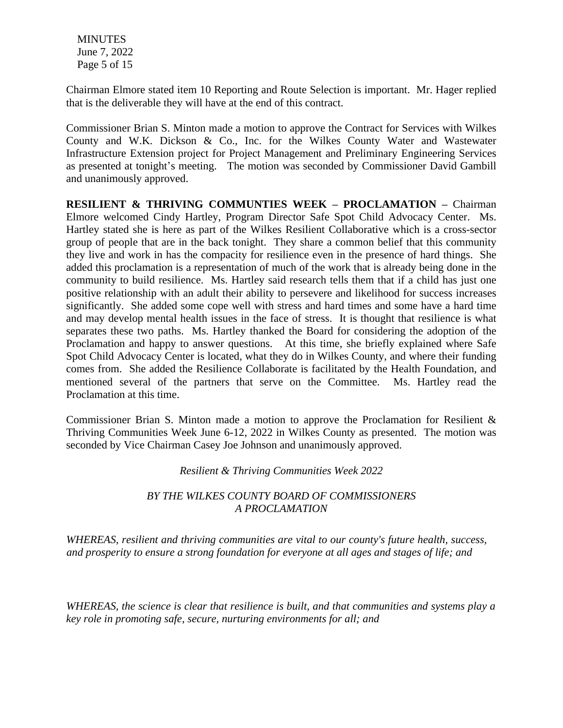Chairman Elmore stated item 10 Reporting and Route Selection is important. Mr. Hager replied that is the deliverable they will have at the end of this contract.

Commissioner Brian S. Minton made a motion to approve the Contract for Services with Wilkes County and W.K. Dickson & Co., Inc. for the Wilkes County Water and Wastewater Infrastructure Extension project for Project Management and Preliminary Engineering Services as presented at tonight's meeting. The motion was seconded by Commissioner David Gambill and unanimously approved.

**RESILIENT & THRIVING COMMUNTIES WEEK – PROCLAMATION –** Chairman Elmore welcomed Cindy Hartley, Program Director Safe Spot Child Advocacy Center. Ms. Hartley stated she is here as part of the Wilkes Resilient Collaborative which is a cross-sector group of people that are in the back tonight. They share a common belief that this community they live and work in has the compacity for resilience even in the presence of hard things. She added this proclamation is a representation of much of the work that is already being done in the community to build resilience. Ms. Hartley said research tells them that if a child has just one positive relationship with an adult their ability to persevere and likelihood for success increases significantly. She added some cope well with stress and hard times and some have a hard time and may develop mental health issues in the face of stress. It is thought that resilience is what separates these two paths. Ms. Hartley thanked the Board for considering the adoption of the Proclamation and happy to answer questions. At this time, she briefly explained where Safe Spot Child Advocacy Center is located, what they do in Wilkes County, and where their funding comes from. She added the Resilience Collaborate is facilitated by the Health Foundation, and mentioned several of the partners that serve on the Committee. Ms. Hartley read the Proclamation at this time.

Commissioner Brian S. Minton made a motion to approve the Proclamation for Resilient & Thriving Communities Week June 6-12, 2022 in Wilkes County as presented. The motion was seconded by Vice Chairman Casey Joe Johnson and unanimously approved.

*Resilient & Thriving Communities Week 2022*

*BY THE WILKES COUNTY BOARD OF COMMISSIONERS*
*A PROCLAMATION*

*WHEREAS, resilient and thriving communities are vital to our county's future health, success, and prosperity to ensure a strong foundation for everyone at all ages and stages of life; and*

*WHEREAS, the science is clear that resilience is built, and that communities and systems play a key role in promoting safe, secure, nurturing environments for all; and*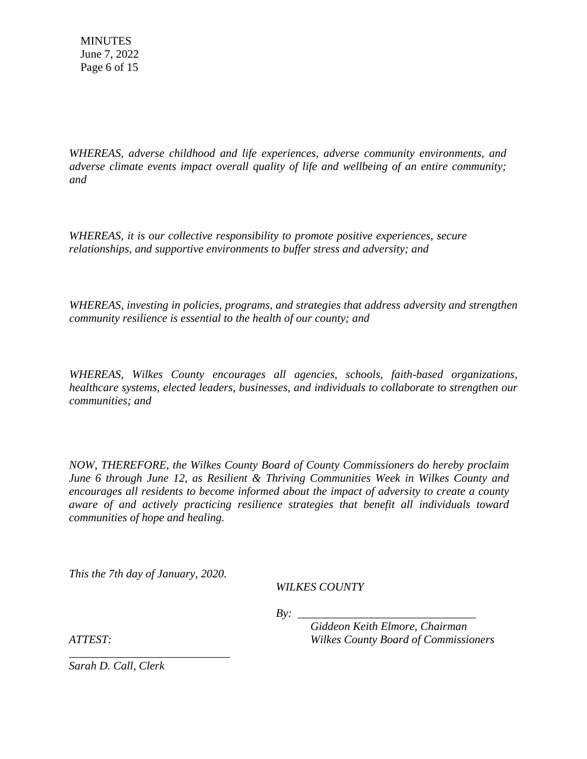*WHEREAS, adverse childhood and life experiences, adverse community environments, and adverse climate events impact overall quality of life and wellbeing of an entire community; and*

*WHEREAS, it is our collective responsibility to promote positive experiences, secure relationships, and supportive environments to buffer stress and adversity; and*

*WHEREAS, investing in policies, programs, and strategies that address adversity and strengthen community resilience is essential to the health of our county; and*

*WHEREAS, Wilkes County encourages all agencies, schools, faith-based organizations, healthcare systems, elected leaders, businesses, and individuals to collaborate to strengthen our communities; and*

*NOW, THEREFORE, the Wilkes County Board of County Commissioners do hereby proclaim June 6 through June 12, as Resilient & Thriving Communities Week in Wilkes County and encourages all residents to become informed about the impact of adversity to create a county aware of and actively practicing resilience strategies that benefit all individuals toward communities of hope and healing.*

*This the 7th day of January, 2020.*

*WILKES COUNTY*

*By:* ______________________________

*Giddeon Keith Elmore, Chairman*
*Wilkes County Board of Commissioners*

*ATTEST:*

______________________________
*Sarah D. Call, Clerk*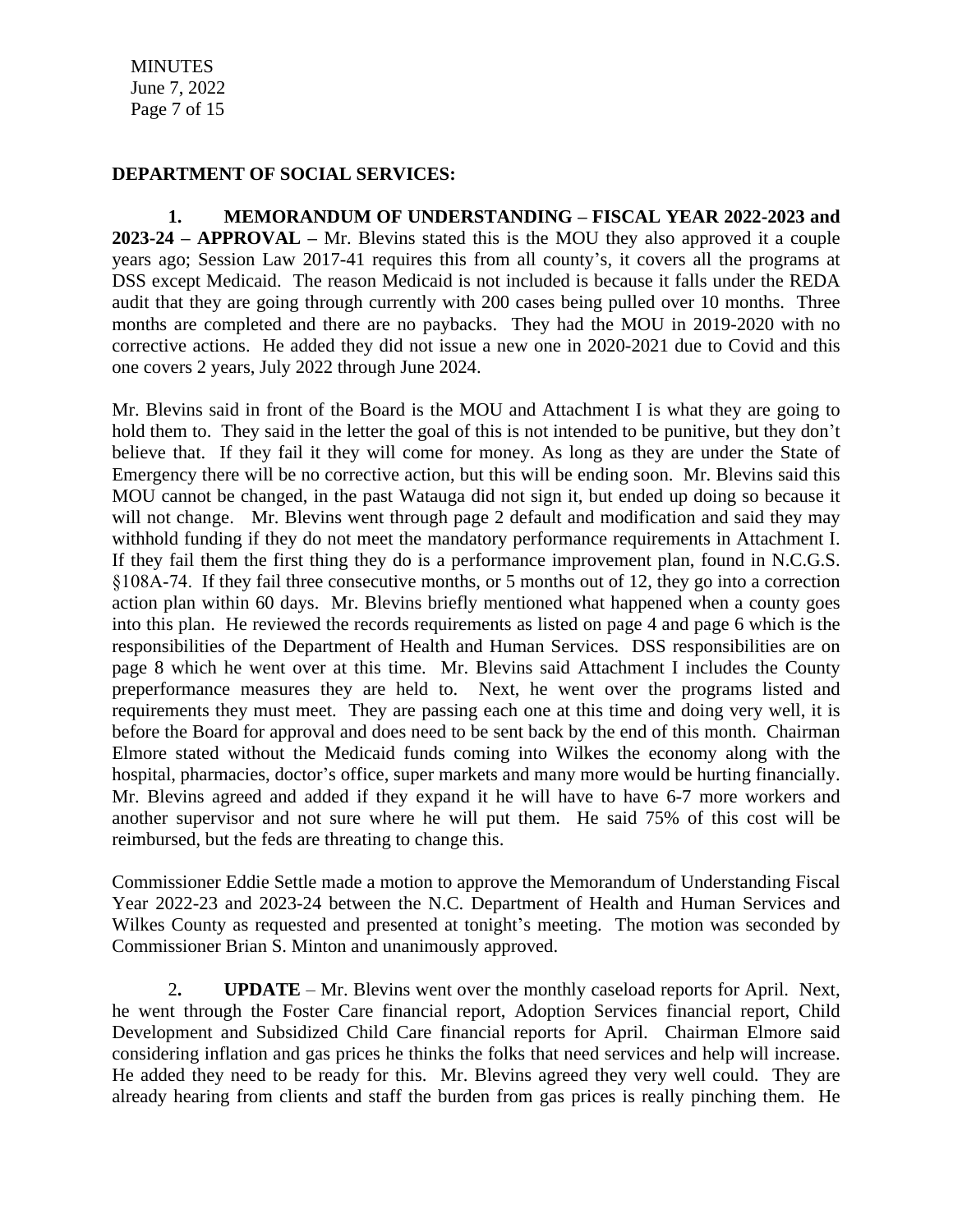## DEPARTMENT OF SOCIAL SERVICES:

**1. MEMORANDUM OF UNDERSTANDING – FISCAL YEAR 2022-2023 and 2023-24 – APPROVAL –** Mr. Blevins stated this is the MOU they also approved it a couple years ago; Session Law 2017-41 requires this from all county's, it covers all the programs at DSS except Medicaid. The reason Medicaid is not included is because it falls under the REDA audit that they are going through currently with 200 cases being pulled over 10 months. Three months are completed and there are no paybacks. They had the MOU in 2019-2020 with no corrective actions. He added they did not issue a new one in 2020-2021 due to Covid and this one covers 2 years, July 2022 through June 2024.

Mr. Blevins said in front of the Board is the MOU and Attachment I is what they are going to hold them to. They said in the letter the goal of this is not intended to be punitive, but they don't believe that. If they fail it they will come for money. As long as they are under the State of Emergency there will be no corrective action, but this will be ending soon. Mr. Blevins said this MOU cannot be changed, in the past Watauga did not sign it, but ended up doing so because it will not change. Mr. Blevins went through page 2 default and modification and said they may withhold funding if they do not meet the mandatory performance requirements in Attachment I. If they fail them the first thing they do is a performance improvement plan, found in N.C.G.S. §108A-74. If they fail three consecutive months, or 5 months out of 12, they go into a correction action plan within 60 days. Mr. Blevins briefly mentioned what happened when a county goes into this plan. He reviewed the records requirements as listed on page 4 and page 6 which is the responsibilities of the Department of Health and Human Services. DSS responsibilities are on page 8 which he went over at this time. Mr. Blevins said Attachment I includes the County preperformance measures they are held to. Next, he went over the programs listed and requirements they must meet. They are passing each one at this time and doing very well, it is before the Board for approval and does need to be sent back by the end of this month. Chairman Elmore stated without the Medicaid funds coming into Wilkes the economy along with the hospital, pharmacies, doctor's office, super markets and many more would be hurting financially. Mr. Blevins agreed and added if they expand it he will have to have 6-7 more workers and another supervisor and not sure where he will put them. He said 75% of this cost will be reimbursed, but the feds are threating to change this.

Commissioner Eddie Settle made a motion to approve the Memorandum of Understanding Fiscal Year 2022-23 and 2023-24 between the N.C. Department of Health and Human Services and Wilkes County as requested and presented at tonight's meeting. The motion was seconded by Commissioner Brian S. Minton and unanimously approved.

**2. UPDATE** – Mr. Blevins went over the monthly caseload reports for April. Next, he went through the Foster Care financial report, Adoption Services financial report, Child Development and Subsidized Child Care financial reports for April. Chairman Elmore said considering inflation and gas prices he thinks the folks that need services and help will increase. He added they need to be ready for this. Mr. Blevins agreed they very well could. They are already hearing from clients and staff the burden from gas prices is really pinching them. He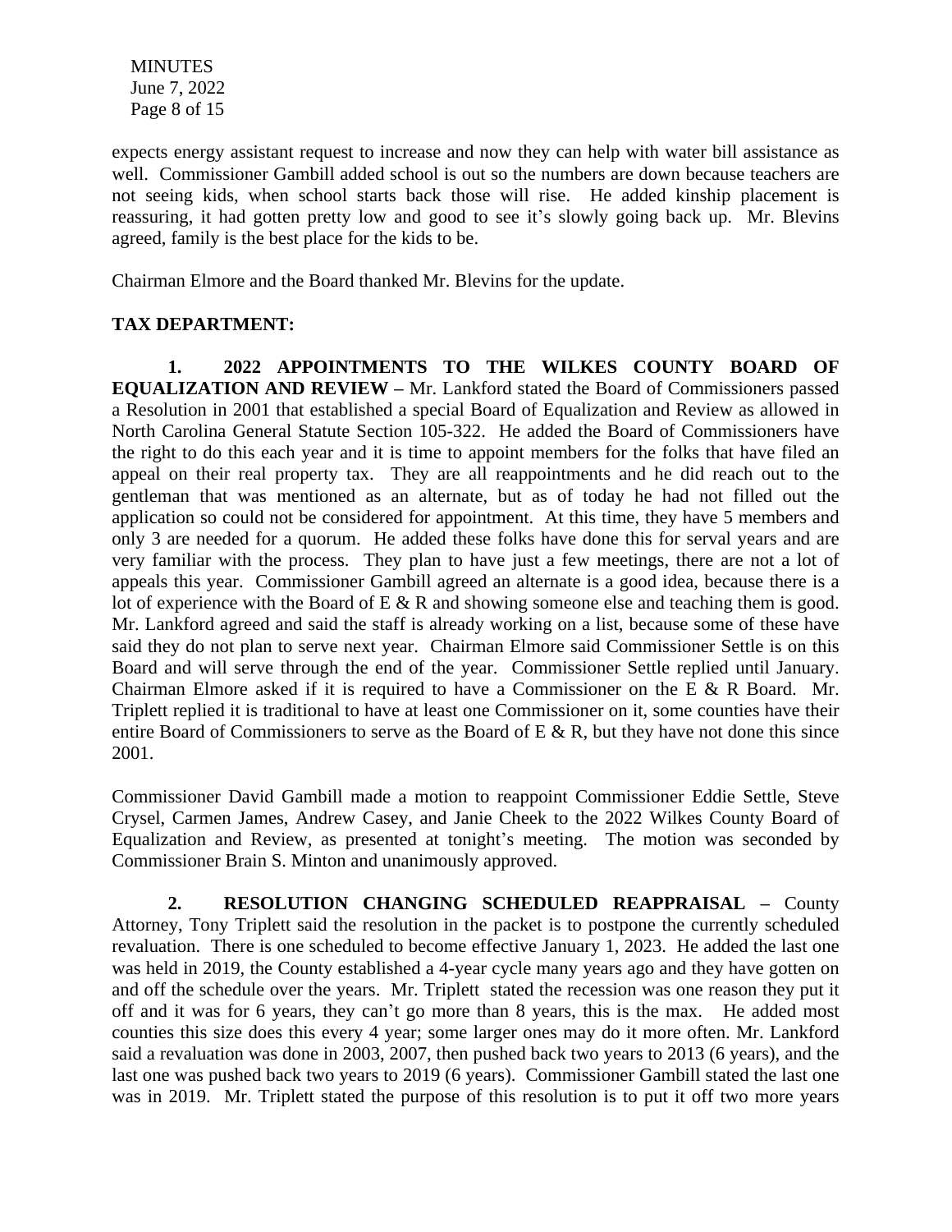expects energy assistant request to increase and now they can help with water bill assistance as well. Commissioner Gambill added school is out so the numbers are down because teachers are not seeing kids, when school starts back those will rise. He added kinship placement is reassuring, it had gotten pretty low and good to see it's slowly going back up. Mr. Blevins agreed, family is the best place for the kids to be.

Chairman Elmore and the Board thanked Mr. Blevins for the update.

**TAX DEPARTMENT:**

**1. 2022 APPOINTMENTS TO THE WILKES COUNTY BOARD OF EQUALIZATION AND REVIEW –** Mr. Lankford stated the Board of Commissioners passed a Resolution in 2001 that established a special Board of Equalization and Review as allowed in North Carolina General Statute Section 105-322. He added the Board of Commissioners have the right to do this each year and it is time to appoint members for the folks that have filed an appeal on their real property tax. They are all reappointments and he did reach out to the gentleman that was mentioned as an alternate, but as of today he had not filled out the application so could not be considered for appointment. At this time, they have 5 members and only 3 are needed for a quorum. He added these folks have done this for serval years and are very familiar with the process. They plan to have just a few meetings, there are not a lot of appeals this year. Commissioner Gambill agreed an alternate is a good idea, because there is a lot of experience with the Board of E & R and showing someone else and teaching them is good. Mr. Lankford agreed and said the staff is already working on a list, because some of these have said they do not plan to serve next year. Chairman Elmore said Commissioner Settle is on this Board and will serve through the end of the year. Commissioner Settle replied until January. Chairman Elmore asked if it is required to have a Commissioner on the E & R Board. Mr. Triplett replied it is traditional to have at least one Commissioner on it, some counties have their entire Board of Commissioners to serve as the Board of E & R, but they have not done this since 2001.

Commissioner David Gambill made a motion to reappoint Commissioner Eddie Settle, Steve Crysel, Carmen James, Andrew Casey, and Janie Cheek to the 2022 Wilkes County Board of Equalization and Review, as presented at tonight's meeting. The motion was seconded by Commissioner Brain S. Minton and unanimously approved.

**2. RESOLUTION CHANGING SCHEDULED REAPPRAISAL –** County Attorney, Tony Triplett said the resolution in the packet is to postpone the currently scheduled revaluation. There is one scheduled to become effective January 1, 2023. He added the last one was held in 2019, the County established a 4-year cycle many years ago and they have gotten on and off the schedule over the years. Mr. Triplett stated the recession was one reason they put it off and it was for 6 years, they can't go more than 8 years, this is the max. He added most counties this size does this every 4 year; some larger ones may do it more often. Mr. Lankford said a revaluation was done in 2003, 2007, then pushed back two years to 2013 (6 years), and the last one was pushed back two years to 2019 (6 years). Commissioner Gambill stated the last one was in 2019. Mr. Triplett stated the purpose of this resolution is to put it off two more years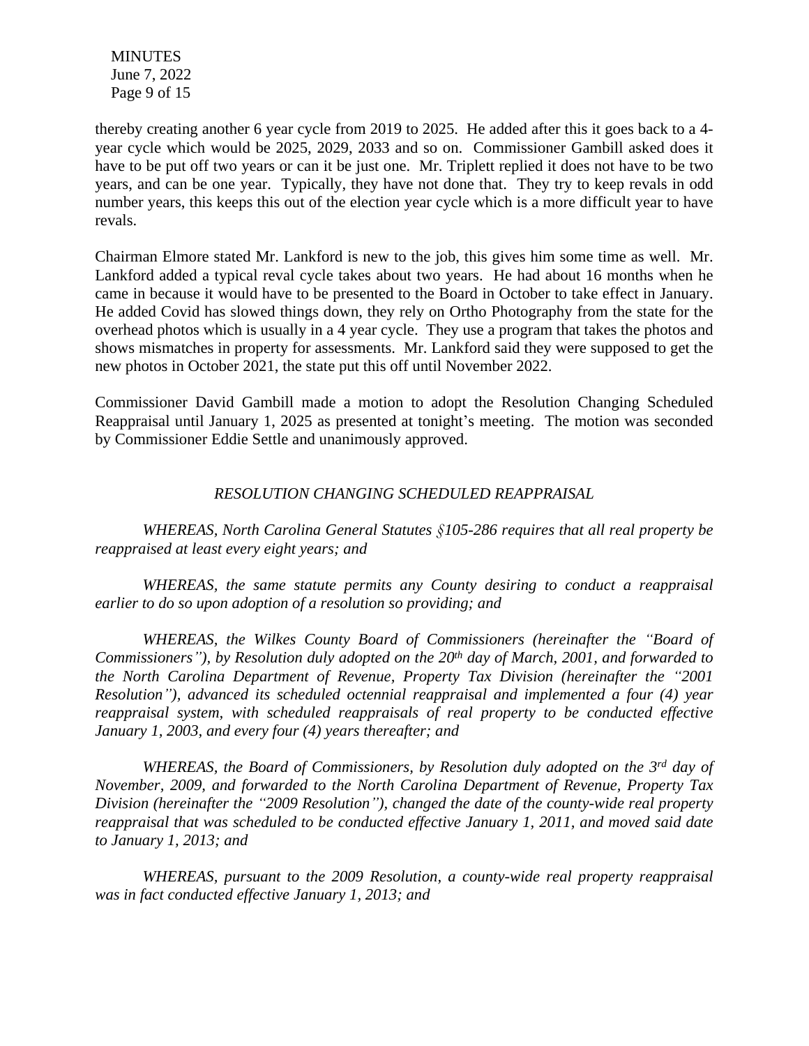thereby creating another 6 year cycle from 2019 to 2025. He added after this it goes back to a 4-year cycle which would be 2025, 2029, 2033 and so on. Commissioner Gambill asked does it have to be put off two years or can it be just one. Mr. Triplett replied it does not have to be two years, and can be one year. Typically, they have not done that. They try to keep revals in odd number years, this keeps this out of the election year cycle which is a more difficult year to have revals.

Chairman Elmore stated Mr. Lankford is new to the job, this gives him some time as well. Mr. Lankford added a typical reval cycle takes about two years. He had about 16 months when he came in because it would have to be presented to the Board in October to take effect in January. He added Covid has slowed things down, they rely on Ortho Photography from the state for the overhead photos which is usually in a 4 year cycle. They use a program that takes the photos and shows mismatches in property for assessments. Mr. Lankford said they were supposed to get the new photos in October 2021, the state put this off until November 2022.

Commissioner David Gambill made a motion to adopt the Resolution Changing Scheduled Reappraisal until January 1, 2025 as presented at tonight's meeting. The motion was seconded by Commissioner Eddie Settle and unanimously approved.

*RESOLUTION CHANGING SCHEDULED REAPPRAISAL*

*WHEREAS, North Carolina General Statutes §105-286 requires that all real property be reappraised at least every eight years; and*

*WHEREAS, the same statute permits any County desiring to conduct a reappraisal earlier to do so upon adoption of a resolution so providing; and*

*WHEREAS, the Wilkes County Board of Commissioners (hereinafter the "Board of Commissioners"), by Resolution duly adopted on the 20th day of March, 2001, and forwarded to the North Carolina Department of Revenue, Property Tax Division (hereinafter the "2001 Resolution"), advanced its scheduled octennial reappraisal and implemented a four (4) year reappraisal system, with scheduled reappraisals of real property to be conducted effective January 1, 2003, and every four (4) years thereafter; and*

*WHEREAS, the Board of Commissioners, by Resolution duly adopted on the 3rd day of November, 2009, and forwarded to the North Carolina Department of Revenue, Property Tax Division (hereinafter the "2009 Resolution"), changed the date of the county-wide real property reappraisal that was scheduled to be conducted effective January 1, 2011, and moved said date to January 1, 2013; and*

*WHEREAS, pursuant to the 2009 Resolution, a county-wide real property reappraisal was in fact conducted effective January 1, 2013; and*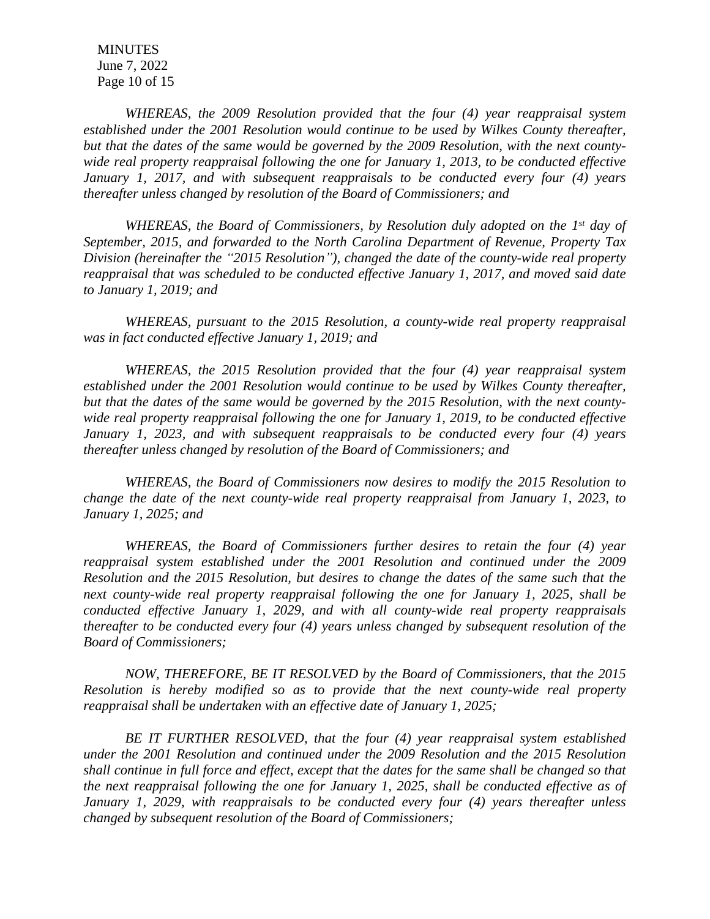*WHEREAS, the 2009 Resolution provided that the four (4) year reappraisal system established under the 2001 Resolution would continue to be used by Wilkes County thereafter, but that the dates of the same would be governed by the 2009 Resolution, with the next county-wide real property reappraisal following the one for January 1, 2013, to be conducted effective January 1, 2017, and with subsequent reappraisals to be conducted every four (4) years thereafter unless changed by resolution of the Board of Commissioners; and*

*WHEREAS, the Board of Commissioners, by Resolution duly adopted on the 1st day of September, 2015, and forwarded to the North Carolina Department of Revenue, Property Tax Division (hereinafter the "2015 Resolution"), changed the date of the county-wide real property reappraisal that was scheduled to be conducted effective January 1, 2017, and moved said date to January 1, 2019; and*

*WHEREAS, pursuant to the 2015 Resolution, a county-wide real property reappraisal was in fact conducted effective January 1, 2019; and*

*WHEREAS, the 2015 Resolution provided that the four (4) year reappraisal system established under the 2001 Resolution would continue to be used by Wilkes County thereafter, but that the dates of the same would be governed by the 2015 Resolution, with the next county-wide real property reappraisal following the one for January 1, 2019, to be conducted effective January 1, 2023, and with subsequent reappraisals to be conducted every four (4) years thereafter unless changed by resolution of the Board of Commissioners; and*

*WHEREAS, the Board of Commissioners now desires to modify the 2015 Resolution to change the date of the next county-wide real property reappraisal from January 1, 2023, to January 1, 2025; and*

*WHEREAS, the Board of Commissioners further desires to retain the four (4) year reappraisal system established under the 2001 Resolution and continued under the 2009 Resolution and the 2015 Resolution, but desires to change the dates of the same such that the next county-wide real property reappraisal following the one for January 1, 2025, shall be conducted effective January 1, 2029, and with all county-wide real property reappraisals thereafter to be conducted every four (4) years unless changed by subsequent resolution of the Board of Commissioners;*

*NOW, THEREFORE, BE IT RESOLVED by the Board of Commissioners, that the 2015 Resolution is hereby modified so as to provide that the next county-wide real property reappraisal shall be undertaken with an effective date of January 1, 2025;*

*BE IT FURTHER RESOLVED, that the four (4) year reappraisal system established under the 2001 Resolution and continued under the 2009 Resolution and the 2015 Resolution shall continue in full force and effect, except that the dates for the same shall be changed so that the next reappraisal following the one for January 1, 2025, shall be conducted effective as of January 1, 2029, with reappraisals to be conducted every four (4) years thereafter unless changed by subsequent resolution of the Board of Commissioners;*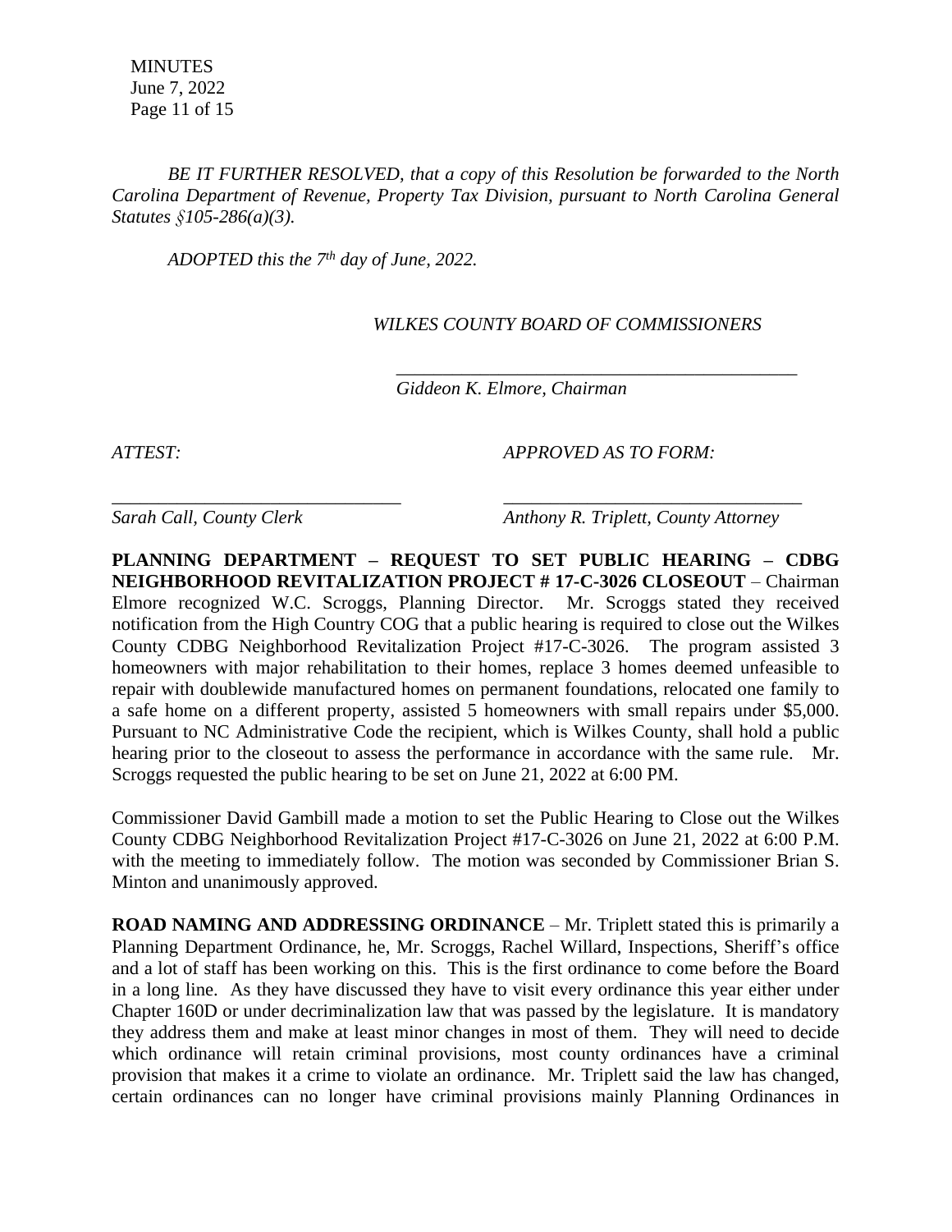*BE IT FURTHER RESOLVED, that a copy of this Resolution be forwarded to the North Carolina Department of Revenue, Property Tax Division, pursuant to North Carolina General Statutes §105-286(a)(3).*

*ADOPTED this the 7th day of June, 2022.*

*WILKES COUNTY BOARD OF COMMISSIONERS*

\_\_\_\_\_\_\_\_\_\_\_\_\_\_\_\_\_\_\_\_\_\_\_\_\_\_\_\_\_\_\_\_\_\_\_\_\_\_\_\_\_\_

*Giddeon K. Elmore, Chairman*

*ATTEST:* *APPROVED AS TO FORM:*

\_\_\_\_\_\_\_\_\_\_\_\_\_\_\_\_\_\_\_\_\_\_\_\_\_\_\_\_\_\_ \_\_\_\_\_\_\_\_\_\_\_\_\_\_\_\_\_\_\_\_\_\_\_\_\_\_\_\_\_\_\_

*Sarah Call, County Clerk* *Anthony R. Triplett, County Attorney*

**PLANNING DEPARTMENT – REQUEST TO SET PUBLIC HEARING – CDBG NEIGHBORHOOD REVITALIZATION PROJECT # 17-C-3026 CLOSEOUT** – Chairman Elmore recognized W.C. Scroggs, Planning Director. Mr. Scroggs stated they received notification from the High Country COG that a public hearing is required to close out the Wilkes County CDBG Neighborhood Revitalization Project #17-C-3026. The program assisted 3 homeowners with major rehabilitation to their homes, replace 3 homes deemed unfeasible to repair with doublewide manufactured homes on permanent foundations, relocated one family to a safe home on a different property, assisted 5 homeowners with small repairs under $5,000. Pursuant to NC Administrative Code the recipient, which is Wilkes County, shall hold a public hearing prior to the closeout to assess the performance in accordance with the same rule. Mr. Scroggs requested the public hearing to be set on June 21, 2022 at 6:00 PM.

Commissioner David Gambill made a motion to set the Public Hearing to Close out the Wilkes County CDBG Neighborhood Revitalization Project #17-C-3026 on June 21, 2022 at 6:00 P.M. with the meeting to immediately follow. The motion was seconded by Commissioner Brian S. Minton and unanimously approved.

**ROAD NAMING AND ADDRESSING ORDINANCE** – Mr. Triplett stated this is primarily a Planning Department Ordinance, he, Mr. Scroggs, Rachel Willard, Inspections, Sheriff's office and a lot of staff has been working on this. This is the first ordinance to come before the Board in a long line. As they have discussed they have to visit every ordinance this year either under Chapter 160D or under decriminalization law that was passed by the legislature. It is mandatory they address them and make at least minor changes in most of them. They will need to decide which ordinance will retain criminal provisions, most county ordinances have a criminal provision that makes it a crime to violate an ordinance. Mr. Triplett said the law has changed, certain ordinances can no longer have criminal provisions mainly Planning Ordinances in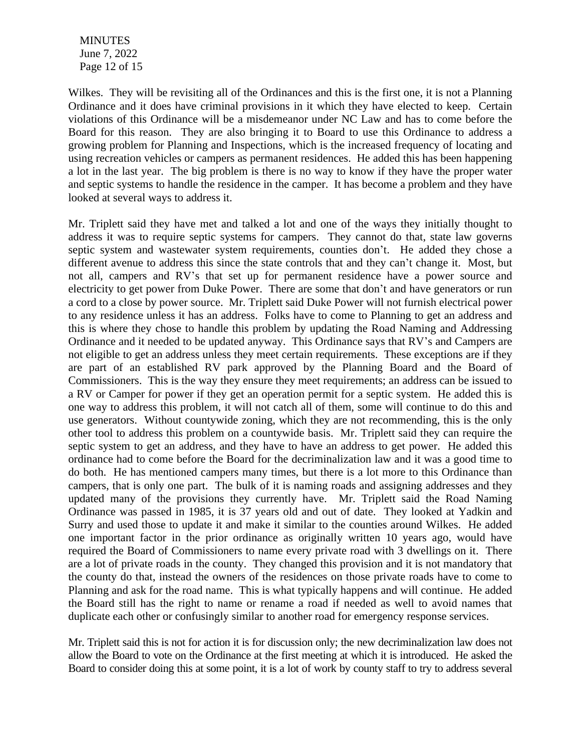Wilkes. They will be revisiting all of the Ordinances and this is the first one, it is not a Planning Ordinance and it does have criminal provisions in it which they have elected to keep. Certain violations of this Ordinance will be a misdemeanor under NC Law and has to come before the Board for this reason. They are also bringing it to Board to use this Ordinance to address a growing problem for Planning and Inspections, which is the increased frequency of locating and using recreation vehicles or campers as permanent residences. He added this has been happening a lot in the last year. The big problem is there is no way to know if they have the proper water and septic systems to handle the residence in the camper. It has become a problem and they have looked at several ways to address it.

Mr. Triplett said they have met and talked a lot and one of the ways they initially thought to address it was to require septic systems for campers. They cannot do that, state law governs septic system and wastewater system requirements, counties don't. He added they chose a different avenue to address this since the state controls that and they can't change it. Most, but not all, campers and RV's that set up for permanent residence have a power source and electricity to get power from Duke Power. There are some that don't and have generators or run a cord to a close by power source. Mr. Triplett said Duke Power will not furnish electrical power to any residence unless it has an address. Folks have to come to Planning to get an address and this is where they chose to handle this problem by updating the Road Naming and Addressing Ordinance and it needed to be updated anyway. This Ordinance says that RV's and Campers are not eligible to get an address unless they meet certain requirements. These exceptions are if they are part of an established RV park approved by the Planning Board and the Board of Commissioners. This is the way they ensure they meet requirements; an address can be issued to a RV or Camper for power if they get an operation permit for a septic system. He added this is one way to address this problem, it will not catch all of them, some will continue to do this and use generators. Without countywide zoning, which they are not recommending, this is the only other tool to address this problem on a countywide basis. Mr. Triplett said they can require the septic system to get an address, and they have to have an address to get power. He added this ordinance had to come before the Board for the decriminalization law and it was a good time to do both. He has mentioned campers many times, but there is a lot more to this Ordinance than campers, that is only one part. The bulk of it is naming roads and assigning addresses and they updated many of the provisions they currently have. Mr. Triplett said the Road Naming Ordinance was passed in 1985, it is 37 years old and out of date. They looked at Yadkin and Surry and used those to update it and make it similar to the counties around Wilkes. He added one important factor in the prior ordinance as originally written 10 years ago, would have required the Board of Commissioners to name every private road with 3 dwellings on it. There are a lot of private roads in the county. They changed this provision and it is not mandatory that the county do that, instead the owners of the residences on those private roads have to come to Planning and ask for the road name. This is what typically happens and will continue. He added the Board still has the right to name or rename a road if needed as well to avoid names that duplicate each other or confusingly similar to another road for emergency response services.

Mr. Triplett said this is not for action it is for discussion only; the new decriminalization law does not allow the Board to vote on the Ordinance at the first meeting at which it is introduced. He asked the Board to consider doing this at some point, it is a lot of work by county staff to try to address several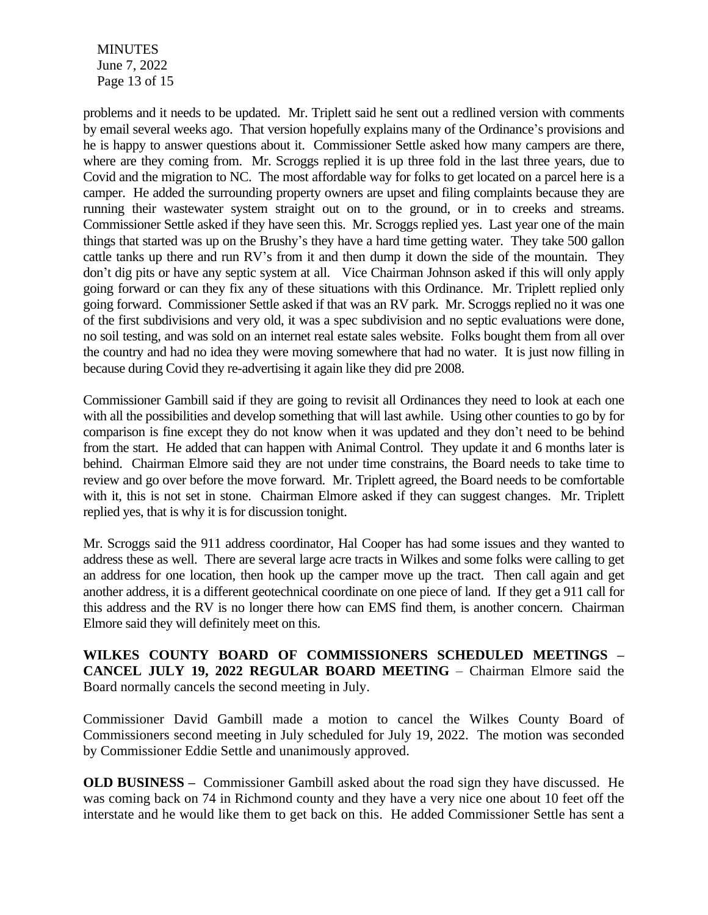problems and it needs to be updated. Mr. Triplett said he sent out a redlined version with comments by email several weeks ago. That version hopefully explains many of the Ordinance's provisions and he is happy to answer questions about it. Commissioner Settle asked how many campers are there, where are they coming from. Mr. Scroggs replied it is up three fold in the last three years, due to Covid and the migration to NC. The most affordable way for folks to get located on a parcel here is a camper. He added the surrounding property owners are upset and filing complaints because they are running their wastewater system straight out on to the ground, or in to creeks and streams. Commissioner Settle asked if they have seen this. Mr. Scroggs replied yes. Last year one of the main things that started was up on the Brushy's they have a hard time getting water. They take 500 gallon cattle tanks up there and run RV's from it and then dump it down the side of the mountain. They don't dig pits or have any septic system at all. Vice Chairman Johnson asked if this will only apply going forward or can they fix any of these situations with this Ordinance. Mr. Triplett replied only going forward. Commissioner Settle asked if that was an RV park. Mr. Scroggs replied no it was one of the first subdivisions and very old, it was a spec subdivision and no septic evaluations were done, no soil testing, and was sold on an internet real estate sales website. Folks bought them from all over the country and had no idea they were moving somewhere that had no water. It is just now filling in because during Covid they re-advertising it again like they did pre 2008.

Commissioner Gambill said if they are going to revisit all Ordinances they need to look at each one with all the possibilities and develop something that will last awhile. Using other counties to go by for comparison is fine except they do not know when it was updated and they don't need to be behind from the start. He added that can happen with Animal Control. They update it and 6 months later is behind. Chairman Elmore said they are not under time constrains, the Board needs to take time to review and go over before the move forward. Mr. Triplett agreed, the Board needs to be comfortable with it, this is not set in stone. Chairman Elmore asked if they can suggest changes. Mr. Triplett replied yes, that is why it is for discussion tonight.

Mr. Scroggs said the 911 address coordinator, Hal Cooper has had some issues and they wanted to address these as well. There are several large acre tracts in Wilkes and some folks were calling to get an address for one location, then hook up the camper move up the tract. Then call again and get another address, it is a different geotechnical coordinate on one piece of land. If they get a 911 call for this address and the RV is no longer there how can EMS find them, is another concern. Chairman Elmore said they will definitely meet on this.

**WILKES COUNTY BOARD OF COMMISSIONERS SCHEDULED MEETINGS – CANCEL JULY 19, 2022 REGULAR BOARD MEETING** – Chairman Elmore said the Board normally cancels the second meeting in July.

Commissioner David Gambill made a motion to cancel the Wilkes County Board of Commissioners second meeting in July scheduled for July 19, 2022. The motion was seconded by Commissioner Eddie Settle and unanimously approved.

**OLD BUSINESS –** Commissioner Gambill asked about the road sign they have discussed. He was coming back on 74 in Richmond county and they have a very nice one about 10 feet off the interstate and he would like them to get back on this. He added Commissioner Settle has sent a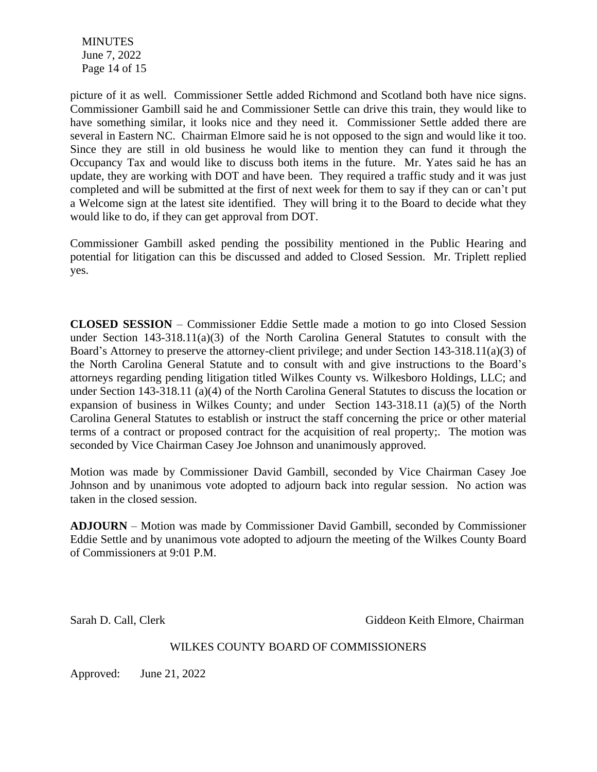picture of it as well. Commissioner Settle added Richmond and Scotland both have nice signs. Commissioner Gambill said he and Commissioner Settle can drive this train, they would like to have something similar, it looks nice and they need it. Commissioner Settle added there are several in Eastern NC. Chairman Elmore said he is not opposed to the sign and would like it too. Since they are still in old business he would like to mention they can fund it through the Occupancy Tax and would like to discuss both items in the future. Mr. Yates said he has an update, they are working with DOT and have been. They required a traffic study and it was just completed and will be submitted at the first of next week for them to say if they can or can't put a Welcome sign at the latest site identified. They will bring it to the Board to decide what they would like to do, if they can get approval from DOT.

Commissioner Gambill asked pending the possibility mentioned in the Public Hearing and potential for litigation can this be discussed and added to Closed Session. Mr. Triplett replied yes.

**CLOSED SESSION** – Commissioner Eddie Settle made a motion to go into Closed Session under Section 143-318.11(a)(3) of the North Carolina General Statutes to consult with the Board's Attorney to preserve the attorney-client privilege; and under Section 143-318.11(a)(3) of the North Carolina General Statute and to consult with and give instructions to the Board's attorneys regarding pending litigation titled Wilkes County vs. Wilkesboro Holdings, LLC; and under Section 143-318.11 (a)(4) of the North Carolina General Statutes to discuss the location or expansion of business in Wilkes County; and under Section 143-318.11 (a)(5) of the North Carolina General Statutes to establish or instruct the staff concerning the price or other material terms of a contract or proposed contract for the acquisition of real property;. The motion was seconded by Vice Chairman Casey Joe Johnson and unanimously approved.

Motion was made by Commissioner David Gambill, seconded by Vice Chairman Casey Joe Johnson and by unanimous vote adopted to adjourn back into regular session. No action was taken in the closed session.

**ADJOURN** – Motion was made by Commissioner David Gambill, seconded by Commissioner Eddie Settle and by unanimous vote adopted to adjourn the meeting of the Wilkes County Board of Commissioners at 9:01 P.M.

Sarah D. Call, Clerk

Giddeon Keith Elmore, Chairman

WILKES COUNTY BOARD OF COMMISSIONERS

Approved: June 21, 2022